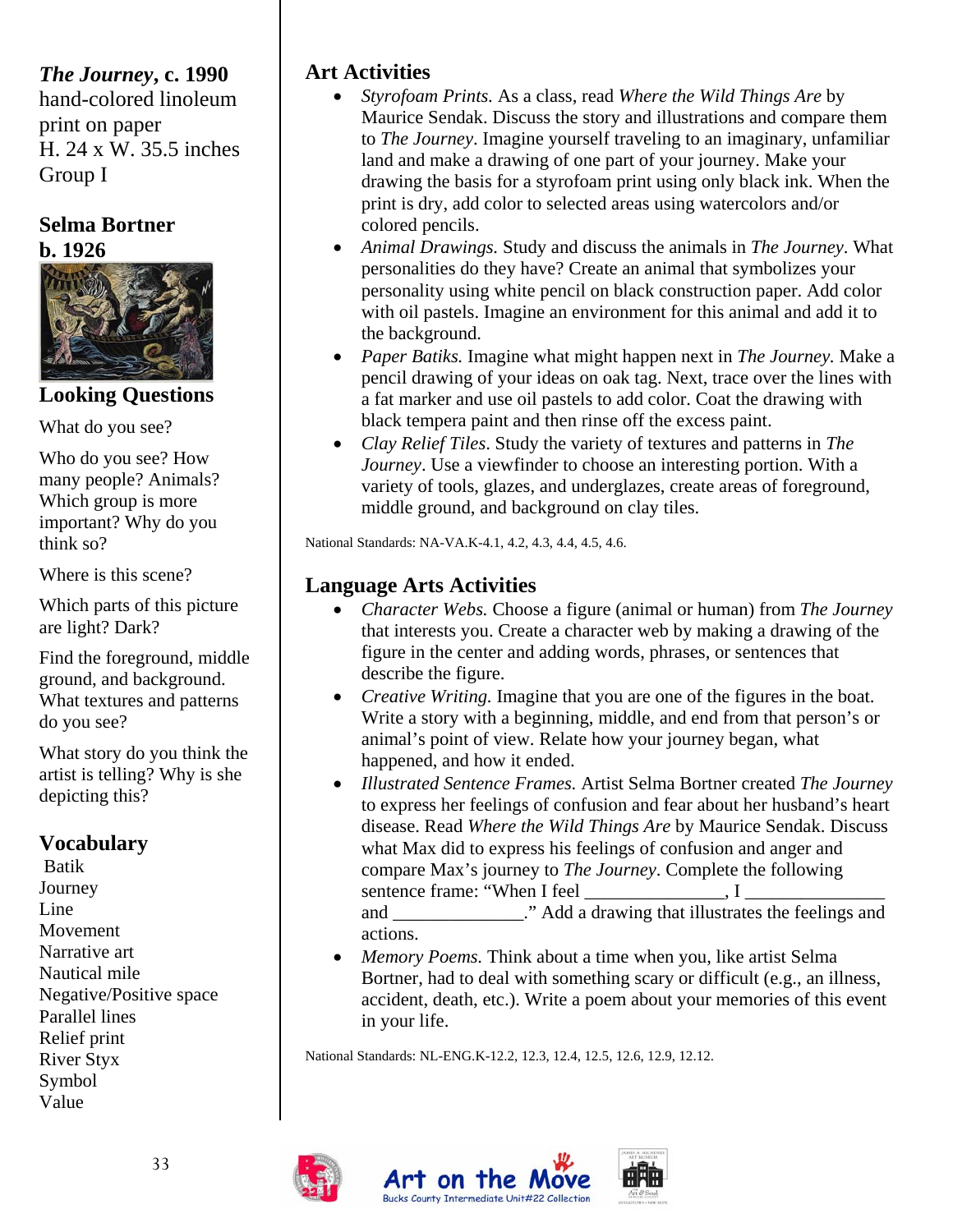***The Journey*, c. 1990**
hand-colored linoleum print on paper
H. 24 x W. 35.5 inches
Group I

**Selma Bortner**
**b. 1926**

## Looking Questions

What do you see?

Who do you see? How many people? Animals? Which group is more important? Why do you think so?

Where is this scene?

Which parts of this picture are light? Dark?

Find the foreground, middle ground, and background. What textures and patterns do you see?

What story do you think the artist is telling? Why is she depicting this?

## Vocabulary

Batik
Journey
Line
Movement
Narrative art
Nautical mile
Negative/Positive space
Parallel lines
Relief print
River Styx
Symbol
Value

## Art Activities

- *Styrofoam Prints.* As a class, read *Where the Wild Things Are* by Maurice Sendak. Discuss the story and illustrations and compare them to *The Journey*. Imagine yourself traveling to an imaginary, unfamiliar land and make a drawing of one part of your journey. Make your drawing the basis for a styrofoam print using only black ink. When the print is dry, add color to selected areas using watercolors and/or colored pencils.
- *Animal Drawings.* Study and discuss the animals in *The Journey*. What personalities do they have? Create an animal that symbolizes your personality using white pencil on black construction paper. Add color with oil pastels. Imagine an environment for this animal and add it to the background.
- *Paper Batiks.* Imagine what might happen next in *The Journey.* Make a pencil drawing of your ideas on oak tag. Next, trace over the lines with a fat marker and use oil pastels to add color. Coat the drawing with black tempera paint and then rinse off the excess paint.
- *Clay Relief Tiles*. Study the variety of textures and patterns in *The Journey*. Use a viewfinder to choose an interesting portion. With a variety of tools, glazes, and underglazes, create areas of foreground, middle ground, and background on clay tiles.

National Standards: NA-VA.K-4.1, 4.2, 4.3, 4.4, 4.5, 4.6.

## Language Arts Activities

- *Character Webs.* Choose a figure (animal or human) from *The Journey* that interests you. Create a character web by making a drawing of the figure in the center and adding words, phrases, or sentences that describe the figure.
- *Creative Writing.* Imagine that you are one of the figures in the boat. Write a story with a beginning, middle, and end from that person's or animal's point of view. Relate how your journey began, what happened, and how it ended.
- *Illustrated Sentence Frames.* Artist Selma Bortner created *The Journey* to express her feelings of confusion and fear about her husband's heart disease. Read *Where the Wild Things Are* by Maurice Sendak. Discuss what Max did to express his feelings of confusion and anger and compare Max's journey to *The Journey*. Complete the following sentence frame: "When I feel _______________, I _______________ and ______________." Add a drawing that illustrates the feelings and actions.
- *Memory Poems.* Think about a time when you, like artist Selma Bortner, had to deal with something scary or difficult (e.g., an illness, accident, death, etc.). Write a poem about your memories of this event in your life.

National Standards: NL-ENG.K-12.2, 12.3, 12.4, 12.5, 12.6, 12.9, 12.12.

Art on the Move
Bucks County Intermediate Unit#22 Collection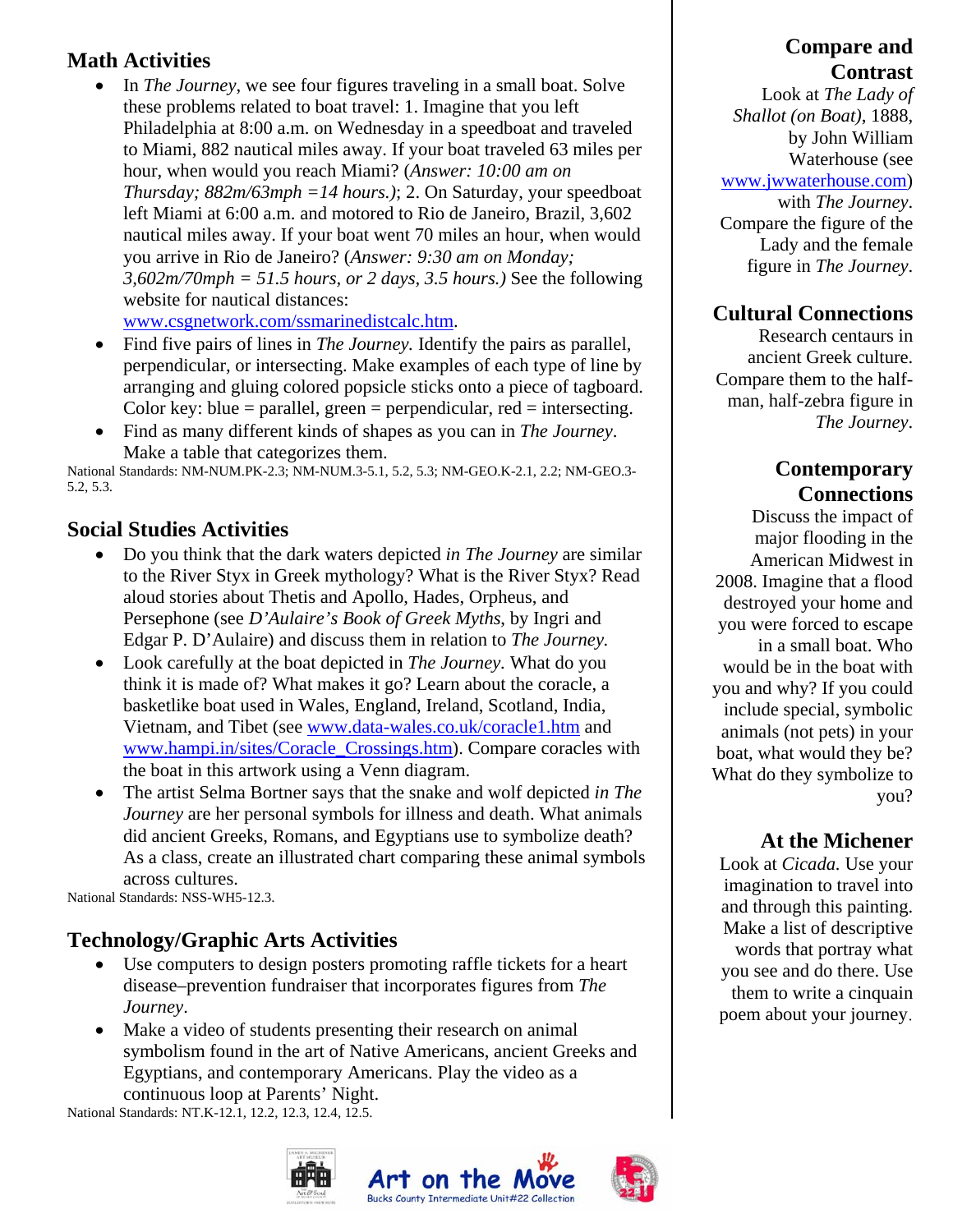## Math Activities

- In *The Journey*, we see four figures traveling in a small boat. Solve these problems related to boat travel: 1. Imagine that you left Philadelphia at 8:00 a.m. on Wednesday in a speedboat and traveled to Miami, 882 nautical miles away. If your boat traveled 63 miles per hour, when would you reach Miami? (*Answer: 10:00 am on Thursday; 882m/63mph =14 hours.)*; 2. On Saturday, your speedboat left Miami at 6:00 a.m. and motored to Rio de Janeiro, Brazil, 3,602 nautical miles away. If your boat went 70 miles an hour, when would you arrive in Rio de Janeiro? (*Answer: 9:30 am on Monday; 3,602m/70mph = 51.5 hours, or 2 days, 3.5 hours.)* See the following website for nautical distances: www.csgnetwork.com/ssmarinedistcalc.htm.
- Find five pairs of lines in *The Journey.* Identify the pairs as parallel, perpendicular, or intersecting. Make examples of each type of line by arranging and gluing colored popsicle sticks onto a piece of tagboard. Color key: blue = parallel, green = perpendicular, red = intersecting.
- Find as many different kinds of shapes as you can in *The Journey*. Make a table that categorizes them.

National Standards: NM-NUM.PK-2.3; NM-NUM.3-5.1, 5.2, 5.3; NM-GEO.K-2.1, 2.2; NM-GEO.3-5.2, 5.3.

## Social Studies Activities

- Do you think that the dark waters depicted *in The Journey* are similar to the River Styx in Greek mythology? What is the River Styx? Read aloud stories about Thetis and Apollo, Hades, Orpheus, and Persephone (see *D'Aulaire's Book of Greek Myths*, by Ingri and Edgar P. D'Aulaire) and discuss them in relation to *The Journey.*
- Look carefully at the boat depicted in *The Journey*. What do you think it is made of? What makes it go? Learn about the coracle, a basketlike boat used in Wales, England, Ireland, Scotland, India, Vietnam, and Tibet (see www.data-wales.co.uk/coracle1.htm and www.hampi.in/sites/Coracle_Crossings.htm). Compare coracles with the boat in this artwork using a Venn diagram.
- The artist Selma Bortner says that the snake and wolf depicted *in The Journey* are her personal symbols for illness and death. What animals did ancient Greeks, Romans, and Egyptians use to symbolize death? As a class, create an illustrated chart comparing these animal symbols across cultures.

National Standards: NSS-WH5-12.3.

## Technology/Graphic Arts Activities

- Use computers to design posters promoting raffle tickets for a heart disease–prevention fundraiser that incorporates figures from *The Journey*.
- Make a video of students presenting their research on animal symbolism found in the art of Native Americans, ancient Greeks and Egyptians, and contemporary Americans. Play the video as a continuous loop at Parents' Night.

National Standards: NT.K-12.1, 12.2, 12.3, 12.4, 12.5.

## Compare and Contrast

Look at *The Lady of Shallot (on Boat)*, 1888, by John William Waterhouse (see www.jwwaterhouse.com) with *The Journey*. Compare the figure of the Lady and the female figure in *The Journey*.

## Cultural Connections

Research centaurs in ancient Greek culture. Compare them to the half-man, half-zebra figure in *The Journey*.

## Contemporary Connections

Discuss the impact of major flooding in the American Midwest in 2008. Imagine that a flood destroyed your home and you were forced to escape in a small boat. Who would be in the boat with you and why? If you could include special, symbolic animals (not pets) in your boat, what would they be? What do they symbolize to you?

## At the Michener

Look at *Cicada.* Use your imagination to travel into and through this painting. Make a list of descriptive words that portray what you see and do there. Use them to write a cinquain poem about your journey.

Art on the Move

Bucks County Intermediate Unit#22 Collection